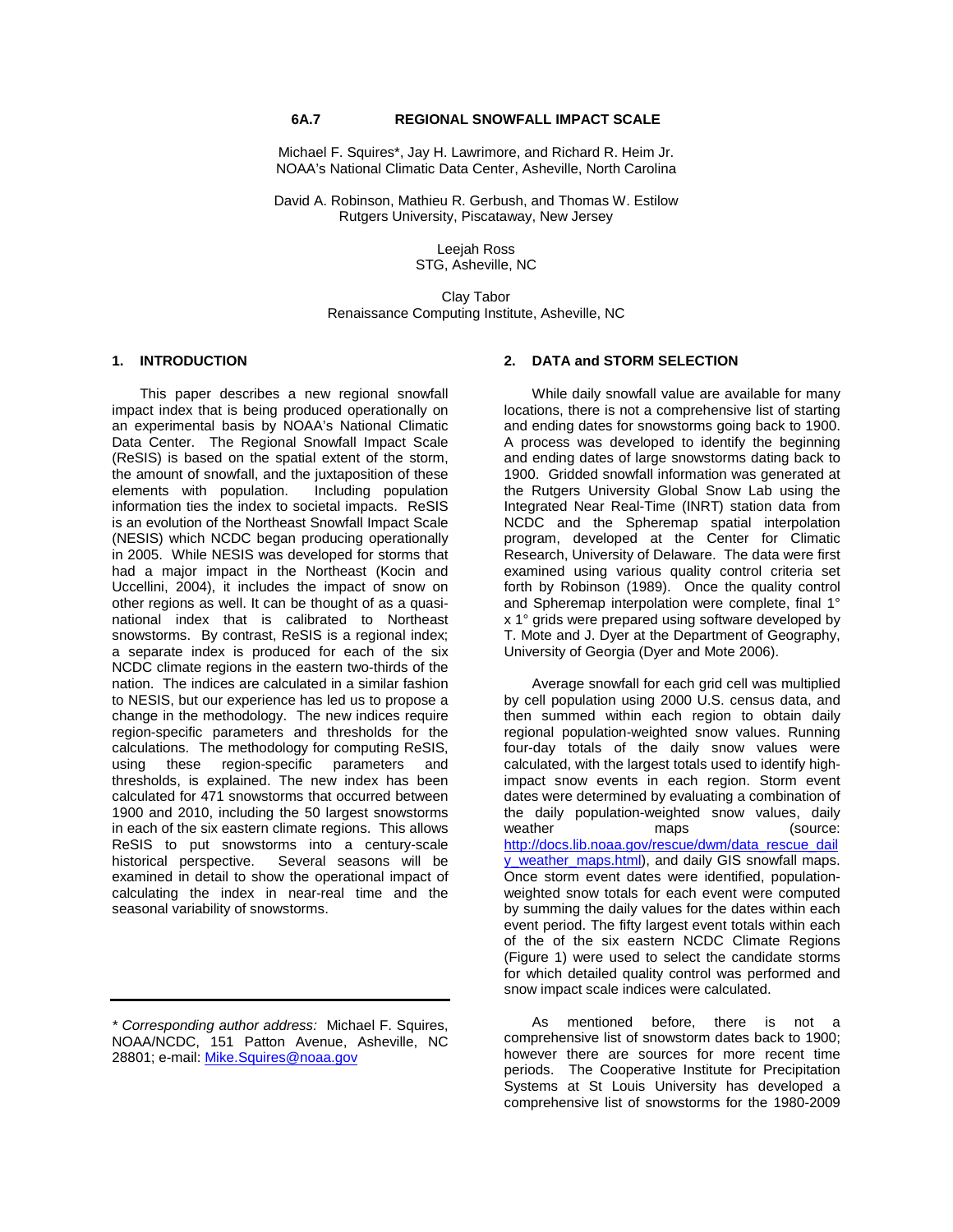# 6A.7 REGIONAL SNOWFALL IMPACT SCALE

Michael F. Squires*, Jay H. Lawrimore, and Richard R. Heim Jr.
NOAA's National Climatic Data Center, Asheville, North Carolina

David A. Robinson, Mathieu R. Gerbush, and Thomas W. Estilow
Rutgers University, Piscataway, New Jersey

Leejah Ross
STG, Asheville, NC

Clay Tabor
Renaissance Computing Institute, Asheville, NC

## 1. INTRODUCTION

This paper describes a new regional snowfall impact index that is being produced operationally on an experimental basis by NOAA's National Climatic Data Center. The Regional Snowfall Impact Scale (ReSIS) is based on the spatial extent of the storm, the amount of snowfall, and the juxtaposition of these elements with population. Including population information ties the index to societal impacts. ReSIS is an evolution of the Northeast Snowfall Impact Scale (NESIS) which NCDC began producing operationally in 2005. While NESIS was developed for storms that had a major impact in the Northeast (Kocin and Uccellini, 2004), it includes the impact of snow on other regions as well. It can be thought of as a quasi-national index that is calibrated to Northeast snowstorms. By contrast, ReSIS is a regional index; a separate index is produced for each of the six NCDC climate regions in the eastern two-thirds of the nation. The indices are calculated in a similar fashion to NESIS, but our experience has led us to propose a change in the methodology. The new indices require region-specific parameters and thresholds for the calculations. The methodology for computing ReSIS, using these region-specific parameters and thresholds, is explained. The new index has been calculated for 471 snowstorms that occurred between 1900 and 2010, including the 50 largest snowstorms in each of the six eastern climate regions. This allows ReSIS to put snowstorms into a century-scale historical perspective. Several seasons will be examined in detail to show the operational impact of calculating the index in near-real time and the seasonal variability of snowstorms.

*\* Corresponding author address:* Michael F. Squires, NOAA/NCDC, 151 Patton Avenue, Asheville, NC 28801; e-mail: Mike.Squires@noaa.gov

## 2. DATA and STORM SELECTION

While daily snowfall value are available for many locations, there is not a comprehensive list of starting and ending dates for snowstorms going back to 1900. A process was developed to identify the beginning and ending dates of large snowstorms dating back to 1900. Gridded snowfall information was generated at the Rutgers University Global Snow Lab using the Integrated Near Real-Time (INRT) station data from NCDC and the Spheremap spatial interpolation program, developed at the Center for Climatic Research, University of Delaware. The data were first examined using various quality control criteria set forth by Robinson (1989). Once the quality control and Spheremap interpolation were complete, final 1° x 1° grids were prepared using software developed by T. Mote and J. Dyer at the Department of Geography, University of Georgia (Dyer and Mote 2006).

Average snowfall for each grid cell was multiplied by cell population using 2000 U.S. census data, and then summed within each region to obtain daily regional population-weighted snow values. Running four-day totals of the daily snow values were calculated, with the largest totals used to identify high-impact snow events in each region. Storm event dates were determined by evaluating a combination of the daily population-weighted snow values, daily weather maps (source: http://docs.lib.noaa.gov/rescue/dwm/data_rescue_daily_weather_maps.html), and daily GIS snowfall maps. Once storm event dates were identified, population-weighted snow totals for each event were computed by summing the daily values for the dates within each event period. The fifty largest event totals within each of the of the six eastern NCDC Climate Regions (Figure 1) were used to select the candidate storms for which detailed quality control was performed and snow impact scale indices were calculated.

As mentioned before, there is not a comprehensive list of snowstorm dates back to 1900; however there are sources for more recent time periods. The Cooperative Institute for Precipitation Systems at St Louis University has developed a comprehensive list of snowstorms for the 1980-2009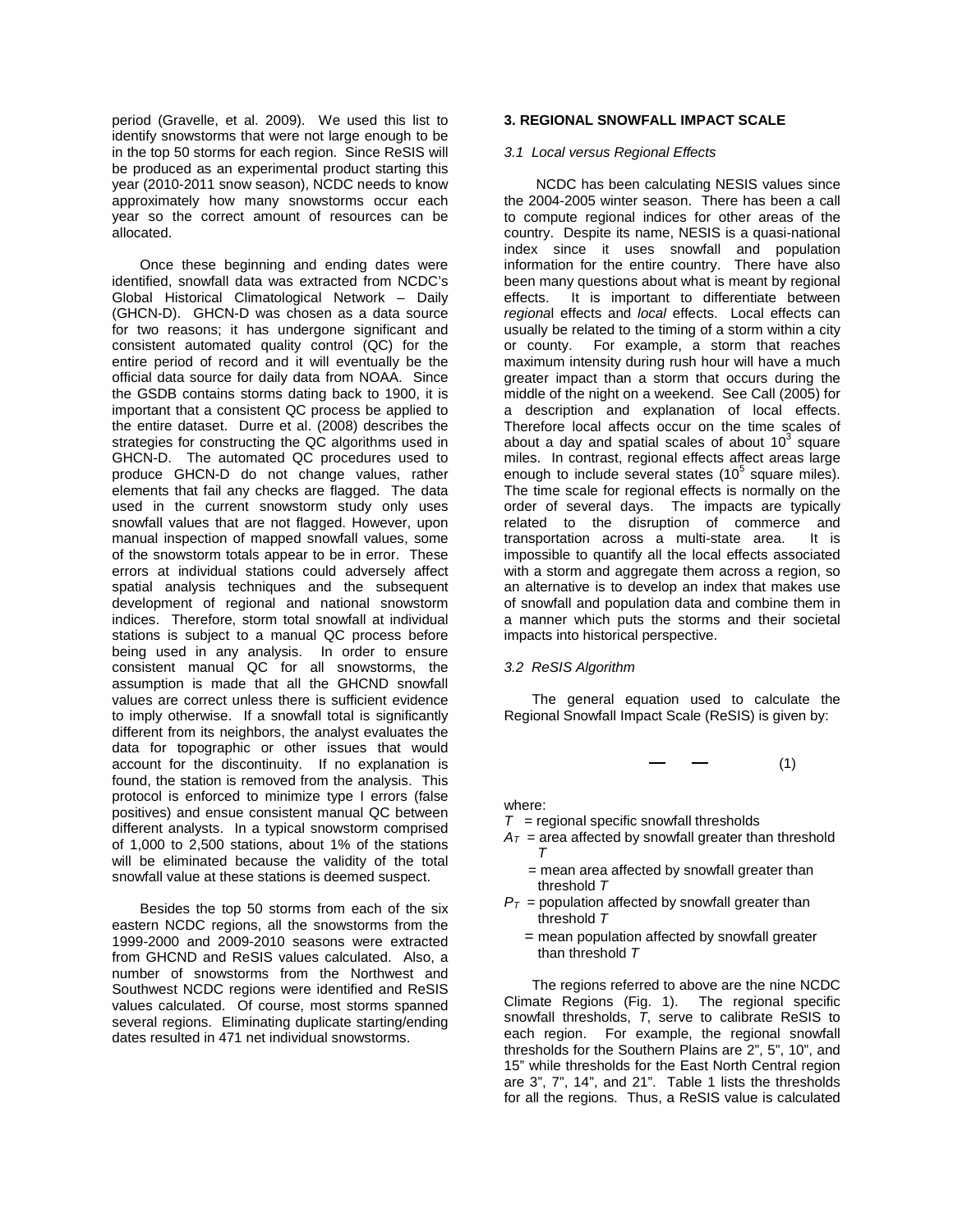period (Gravelle, et al. 2009). We used this list to identify snowstorms that were not large enough to be in the top 50 storms for each region. Since ReSIS will be produced as an experimental product starting this year (2010-2011 snow season), NCDC needs to know approximately how many snowstorms occur each year so the correct amount of resources can be allocated.

Once these beginning and ending dates were identified, snowfall data was extracted from NCDC's Global Historical Climatological Network – Daily (GHCN-D). GHCN-D was chosen as a data source for two reasons; it has undergone significant and consistent automated quality control (QC) for the entire period of record and it will eventually be the official data source for daily data from NOAA. Since the GSDB contains storms dating back to 1900, it is important that a consistent QC process be applied to the entire dataset. Durre et al. (2008) describes the strategies for constructing the QC algorithms used in GHCN-D. The automated QC procedures used to produce GHCN-D do not change values, rather elements that fail any checks are flagged. The data used in the current snowstorm study only uses snowfall values that are not flagged. However, upon manual inspection of mapped snowfall values, some of the snowstorm totals appear to be in error. These errors at individual stations could adversely affect spatial analysis techniques and the subsequent development of regional and national snowstorm indices. Therefore, storm total snowfall at individual stations is subject to a manual QC process before being used in any analysis. In order to ensure consistent manual QC for all snowstorms, the assumption is made that all the GHCND snowfall values are correct unless there is sufficient evidence to imply otherwise. If a snowfall total is significantly different from its neighbors, the analyst evaluates the data for topographic or other issues that would account for the discontinuity. If no explanation is found, the station is removed from the analysis. This protocol is enforced to minimize type I errors (false positives) and ensue consistent manual QC between different analysts. In a typical snowstorm comprised of 1,000 to 2,500 stations, about 1% of the stations will be eliminated because the validity of the total snowfall value at these stations is deemed suspect.

Besides the top 50 storms from each of the six eastern NCDC regions, all the snowstorms from the 1999-2000 and 2009-2010 seasons were extracted from GHCND and ReSIS values calculated. Also, a number of snowstorms from the Northwest and Southwest NCDC regions were identified and ReSIS values calculated. Of course, most storms spanned several regions. Eliminating duplicate starting/ending dates resulted in 471 net individual snowstorms.

## 3. REGIONAL SNOWFALL IMPACT SCALE

### *3.1 Local versus Regional Effects*

NCDC has been calculating NESIS values since the 2004-2005 winter season. There has been a call to compute regional indices for other areas of the country. Despite its name, NESIS is a quasi-national index since it uses snowfall and population information for the entire country. There have also been many questions about what is meant by regional effects. It is important to differentiate between *regional* effects and *local* effects. Local effects can usually be related to the timing of a storm within a city or county. For example, a storm that reaches maximum intensity during rush hour will have a much greater impact than a storm that occurs during the middle of the night on a weekend. See Call (2005) for a description and explanation of local effects. Therefore local affects occur on the time scales of about a day and spatial scales of about $10^3$ square miles. In contrast, regional effects affect areas large enough to include several states ($10^5$ square miles). The time scale for regional effects is normally on the order of several days. The impacts are typically related to the disruption of commerce and transportation across a multi-state area. It is impossible to quantify all the local effects associated with a storm and aggregate them across a region, so an alternative is to develop an index that makes use of snowfall and population data and combine them in a manner which puts the storms and their societal impacts into historical perspective.

### *3.2 ReSIS Algorithm*

The general equation used to calculate the Regional Snowfall Impact Scale (ReSIS) is given by:

— — (1)

where:

$T$ = regional specific snowfall thresholds
$A_T$ = area affected by snowfall greater than threshold $T$
= mean area affected by snowfall greater than threshold $T$
$P_T$ = population affected by snowfall greater than threshold $T$
= mean population affected by snowfall greater than threshold $T$

The regions referred to above are the nine NCDC Climate Regions (Fig. 1). The regional specific snowfall thresholds, $T$, serve to calibrate ReSIS to each region. For example, the regional snowfall thresholds for the Southern Plains are 2", 5", 10", and 15" while thresholds for the East North Central region are 3", 7", 14", and 21". Table 1 lists the thresholds for all the regions. Thus, a ReSIS value is calculated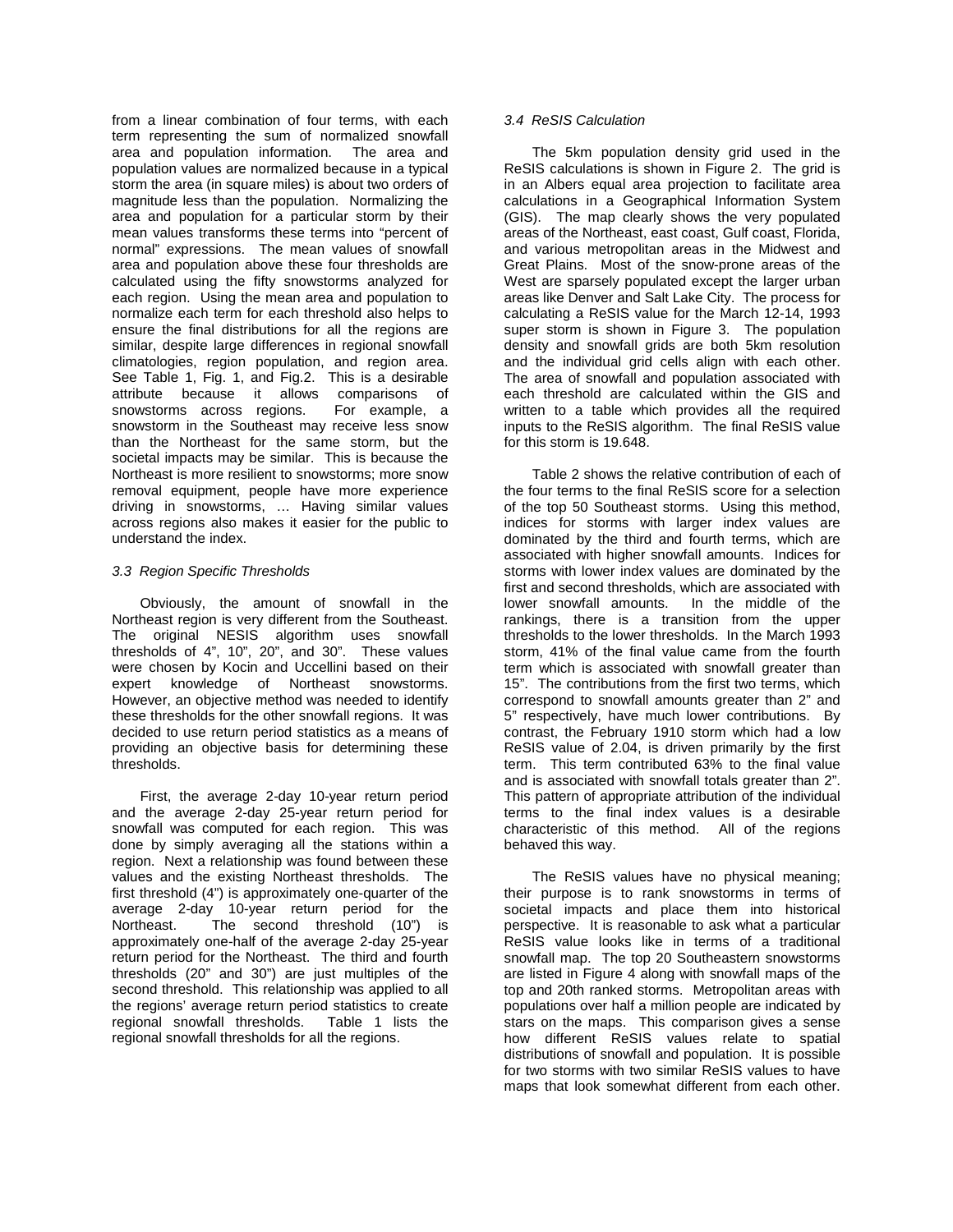from a linear combination of four terms, with each term representing the sum of normalized snowfall area and population information. The area and population values are normalized because in a typical storm the area (in square miles) is about two orders of magnitude less than the population. Normalizing the area and population for a particular storm by their mean values transforms these terms into "percent of normal" expressions. The mean values of snowfall area and population above these four thresholds are calculated using the fifty snowstorms analyzed for each region. Using the mean area and population to normalize each term for each threshold also helps to ensure the final distributions for all the regions are similar, despite large differences in regional snowfall climatologies, region population, and region area. See Table 1, Fig. 1, and Fig.2. This is a desirable attribute because it allows comparisons of snowstorms across regions. For example, a snowstorm in the Southeast may receive less snow than the Northeast for the same storm, but the societal impacts may be similar. This is because the Northeast is more resilient to snowstorms; more snow removal equipment, people have more experience driving in snowstorms, … Having similar values across regions also makes it easier for the public to understand the index.

### *3.3 Region Specific Thresholds*

Obviously, the amount of snowfall in the Northeast region is very different from the Southeast. The original NESIS algorithm uses snowfall thresholds of 4", 10", 20", and 30". These values were chosen by Kocin and Uccellini based on their expert knowledge of Northeast snowstorms. However, an objective method was needed to identify these thresholds for the other snowfall regions. It was decided to use return period statistics as a means of providing an objective basis for determining these thresholds.

First, the average 2-day 10-year return period and the average 2-day 25-year return period for snowfall was computed for each region. This was done by simply averaging all the stations within a region. Next a relationship was found between these values and the existing Northeast thresholds. The first threshold (4") is approximately one-quarter of the average 2-day 10-year return period for the Northeast. The second threshold (10") is approximately one-half of the average 2-day 25-year return period for the Northeast. The third and fourth thresholds (20" and 30") are just multiples of the second threshold. This relationship was applied to all the regions' average return period statistics to create regional snowfall thresholds. Table 1 lists the regional snowfall thresholds for all the regions.

### *3.4 ReSIS Calculation*

The 5km population density grid used in the ReSIS calculations is shown in Figure 2. The grid is in an Albers equal area projection to facilitate area calculations in a Geographical Information System (GIS). The map clearly shows the very populated areas of the Northeast, east coast, Gulf coast, Florida, and various metropolitan areas in the Midwest and Great Plains. Most of the snow-prone areas of the West are sparsely populated except the larger urban areas like Denver and Salt Lake City. The process for calculating a ReSIS value for the March 12-14, 1993 super storm is shown in Figure 3. The population density and snowfall grids are both 5km resolution and the individual grid cells align with each other. The area of snowfall and population associated with each threshold are calculated within the GIS and written to a table which provides all the required inputs to the ReSIS algorithm. The final ReSIS value for this storm is 19.648.

Table 2 shows the relative contribution of each of the four terms to the final ReSIS score for a selection of the top 50 Southeast storms. Using this method, indices for storms with larger index values are dominated by the third and fourth terms, which are associated with higher snowfall amounts. Indices for storms with lower index values are dominated by the first and second thresholds, which are associated with lower snowfall amounts. In the middle of the rankings, there is a transition from the upper thresholds to the lower thresholds. In the March 1993 storm, 41% of the final value came from the fourth term which is associated with snowfall greater than 15". The contributions from the first two terms, which correspond to snowfall amounts greater than 2" and 5" respectively, have much lower contributions. By contrast, the February 1910 storm which had a low ReSIS value of 2.04, is driven primarily by the first term. This term contributed 63% to the final value and is associated with snowfall totals greater than 2". This pattern of appropriate attribution of the individual terms to the final index values is a desirable characteristic of this method. All of the regions behaved this way.

The ReSIS values have no physical meaning; their purpose is to rank snowstorms in terms of societal impacts and place them into historical perspective. It is reasonable to ask what a particular ReSIS value looks like in terms of a traditional snowfall map. The top 20 Southeastern snowstorms are listed in Figure 4 along with snowfall maps of the top and 20th ranked storms. Metropolitan areas with populations over half a million people are indicated by stars on the maps. This comparison gives a sense how different ReSIS values relate to spatial distributions of snowfall and population. It is possible for two storms with two similar ReSIS values to have maps that look somewhat different from each other.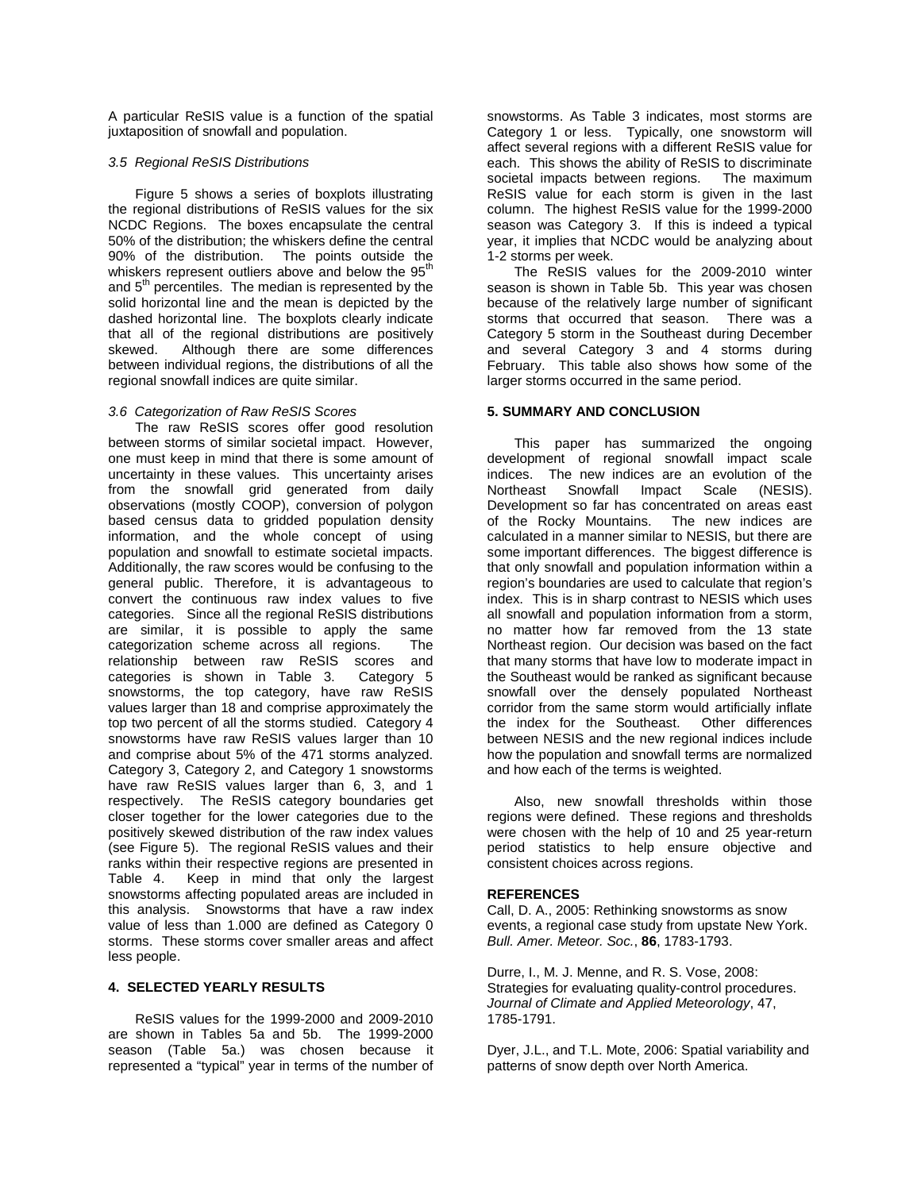A particular ReSIS value is a function of the spatial juxtaposition of snowfall and population.

### *3.5 Regional ReSIS Distributions*

Figure 5 shows a series of boxplots illustrating the regional distributions of ReSIS values for the six NCDC Regions. The boxes encapsulate the central 50% of the distribution; the whiskers define the central 90% of the distribution. The points outside the whiskers represent outliers above and below the 95$^{th}$ and 5$^{th}$ percentiles. The median is represented by the solid horizontal line and the mean is depicted by the dashed horizontal line. The boxplots clearly indicate that all of the regional distributions are positively skewed. Although there are some differences between individual regions, the distributions of all the regional snowfall indices are quite similar.

### *3.6 Categorization of Raw ReSIS Scores*

The raw ReSIS scores offer good resolution between storms of similar societal impact. However, one must keep in mind that there is some amount of uncertainty in these values. This uncertainty arises from the snowfall grid generated from daily observations (mostly COOP), conversion of polygon based census data to gridded population density information, and the whole concept of using population and snowfall to estimate societal impacts. Additionally, the raw scores would be confusing to the general public. Therefore, it is advantageous to convert the continuous raw index values to five categories. Since all the regional ReSIS distributions are similar, it is possible to apply the same categorization scheme across all regions. The relationship between raw ReSIS scores and categories is shown in Table 3. Category 5 snowstorms, the top category, have raw ReSIS values larger than 18 and comprise approximately the top two percent of all the storms studied. Category 4 snowstorms have raw ReSIS values larger than 10 and comprise about 5% of the 471 storms analyzed. Category 3, Category 2, and Category 1 snowstorms have raw ReSIS values larger than 6, 3, and 1 respectively. The ReSIS category boundaries get closer together for the lower categories due to the positively skewed distribution of the raw index values (see Figure 5). The regional ReSIS values and their ranks within their respective regions are presented in Table 4. Keep in mind that only the largest snowstorms affecting populated areas are included in this analysis. Snowstorms that have a raw index value of less than 1.000 are defined as Category 0 storms. These storms cover smaller areas and affect less people.

## 4. SELECTED YEARLY RESULTS

ReSIS values for the 1999-2000 and 2009-2010 are shown in Tables 5a and 5b. The 1999-2000 season (Table 5a.) was chosen because it represented a "typical" year in terms of the number of snowstorms. As Table 3 indicates, most storms are Category 1 or less. Typically, one snowstorm will affect several regions with a different ReSIS value for each. This shows the ability of ReSIS to discriminate societal impacts between regions. The maximum ReSIS value for each storm is given in the last column. The highest ReSIS value for the 1999-2000 season was Category 3. If this is indeed a typical year, it implies that NCDC would be analyzing about 1-2 storms per week.

The ReSIS values for the 2009-2010 winter season is shown in Table 5b. This year was chosen because of the relatively large number of significant storms that occurred that season. There was a Category 5 storm in the Southeast during December and several Category 3 and 4 storms during February. This table also shows how some of the larger storms occurred in the same period.

## 5. SUMMARY AND CONCLUSION

This paper has summarized the ongoing development of regional snowfall impact scale indices. The new indices are an evolution of the Northeast Snowfall Impact Scale (NESIS). Development so far has concentrated on areas east of the Rocky Mountains. The new indices are calculated in a manner similar to NESIS, but there are some important differences. The biggest difference is that only snowfall and population information within a region's boundaries are used to calculate that region's index. This is in sharp contrast to NESIS which uses all snowfall and population information from a storm, no matter how far removed from the 13 state Northeast region. Our decision was based on the fact that many storms that have low to moderate impact in the Southeast would be ranked as significant because snowfall over the densely populated Northeast corridor from the same storm would artificially inflate the index for the Southeast. Other differences between NESIS and the new regional indices include how the population and snowfall terms are normalized and how each of the terms is weighted.

Also, new snowfall thresholds within those regions were defined. These regions and thresholds were chosen with the help of 10 and 25 year-return period statistics to help ensure objective and consistent choices across regions.

## REFERENCES

Call, D. A., 2005: Rethinking snowstorms as snow events, a regional case study from upstate New York. *Bull. Amer. Meteor. Soc.*, **86**, 1783-1793.

Durre, I., M. J. Menne, and R. S. Vose, 2008: Strategies for evaluating quality-control procedures. *Journal of Climate and Applied Meteorology*, 47, 1785-1791.

Dyer, J.L., and T.L. Mote, 2006: Spatial variability and patterns of snow depth over North America.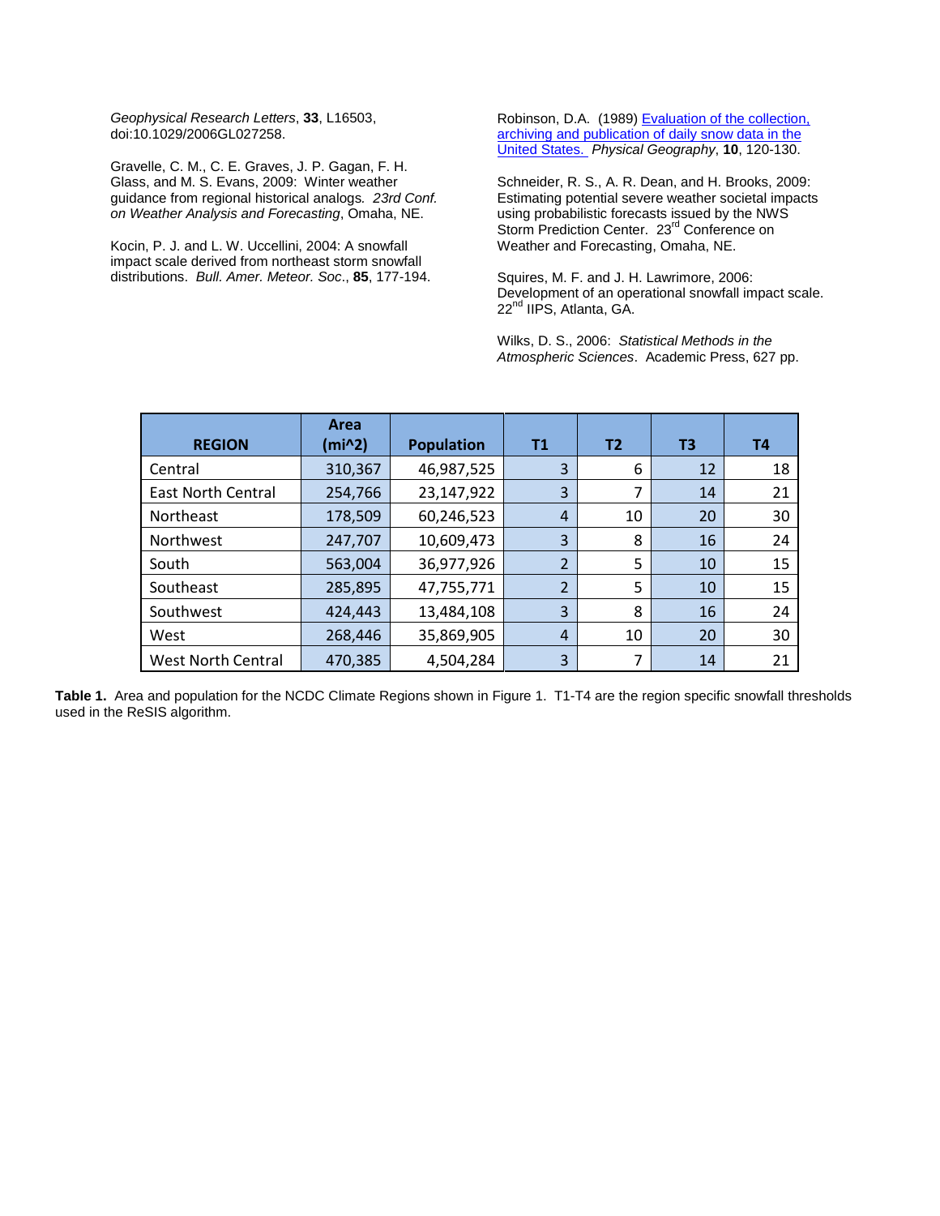Geophysical Research Letters, **33**, L16503, doi:10.1029/2006GL027258.

Gravelle, C. M., C. E. Graves, J. P. Gagan, F. H. Glass, and M. S. Evans, 2009: Winter weather guidance from regional historical analogs. *23rd Conf. on Weather Analysis and Forecasting*, Omaha, NE.

Kocin, P. J. and L. W. Uccellini, 2004: A snowfall impact scale derived from northeast storm snowfall distributions. *Bull. Amer. Meteor. Soc*., **85**, 177-194.

Robinson, D.A. (1989) Evaluation of the collection, archiving and publication of daily snow data in the United States. *Physical Geography*, **10**, 120-130.

Schneider, R. S., A. R. Dean, and H. Brooks, 2009: Estimating potential severe weather societal impacts using probabilistic forecasts issued by the NWS Storm Prediction Center. 23rd Conference on Weather and Forecasting, Omaha, NE.

Squires, M. F. and J. H. Lawrimore, 2006: Development of an operational snowfall impact scale. 22nd IIPS, Atlanta, GA.

Wilks, D. S., 2006: *Statistical Methods in the Atmospheric Sciences*. Academic Press, 627 pp.

| REGION | Area (mi^2) | Population | T1 | T2 | T3 | T4 |
|---|---|---|---|---|---|---|
| Central | 310,367 | 46,987,525 | 3 | 6 | 12 | 18 |
| East North Central | 254,766 | 23,147,922 | 3 | 7 | 14 | 21 |
| Northeast | 178,509 | 60,246,523 | 4 | 10 | 20 | 30 |
| Northwest | 247,707 | 10,609,473 | 3 | 8 | 16 | 24 |
| South | 563,004 | 36,977,926 | 2 | 5 | 10 | 15 |
| Southeast | 285,895 | 47,755,771 | 2 | 5 | 10 | 15 |
| Southwest | 424,443 | 13,484,108 | 3 | 8 | 16 | 24 |
| West | 268,446 | 35,869,905 | 4 | 10 | 20 | 30 |
| West North Central | 470,385 | 4,504,284 | 3 | 7 | 14 | 21 |

**Table 1.** Area and population for the NCDC Climate Regions shown in Figure 1. T1-T4 are the region specific snowfall thresholds used in the ReSIS algorithm.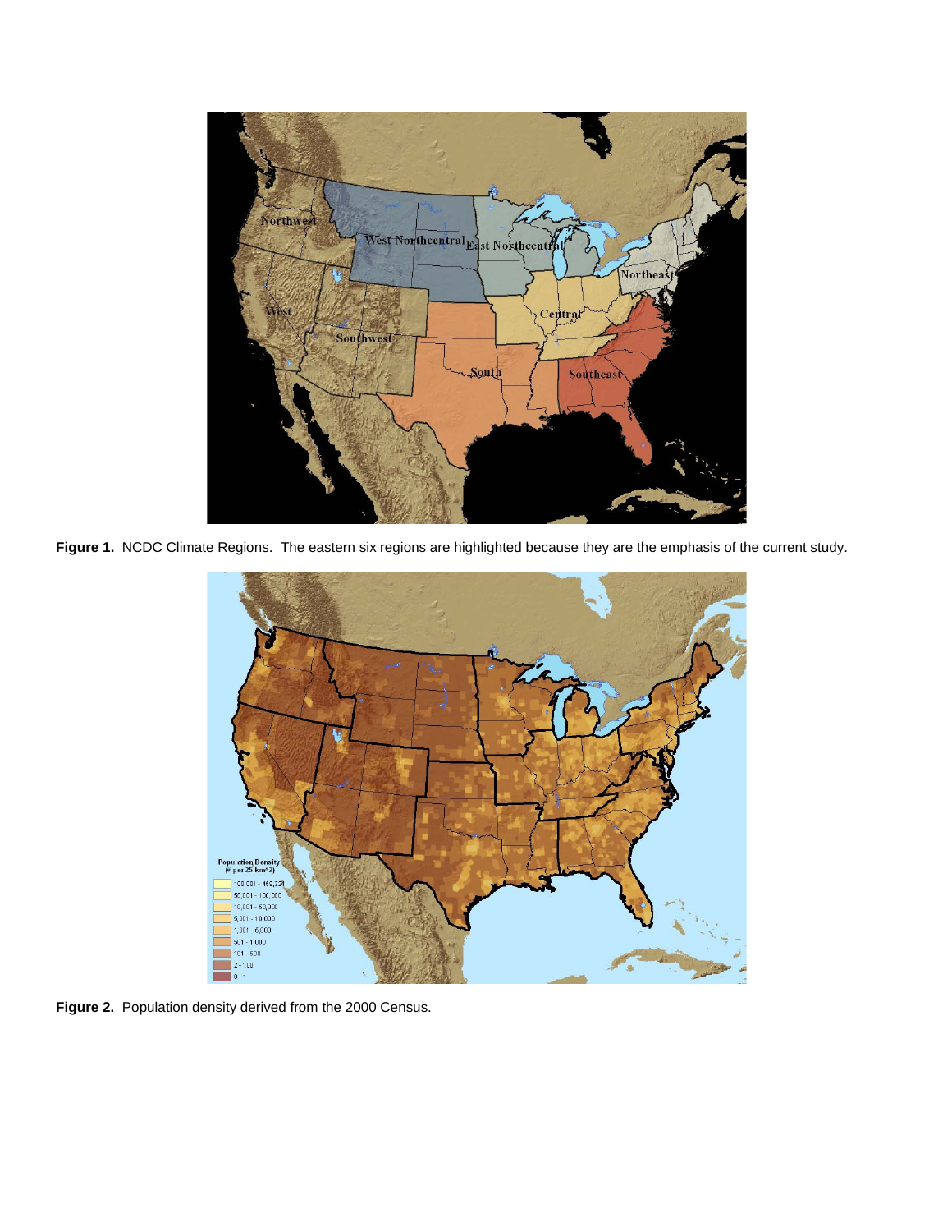**Figure 1.** NCDC Climate Regions. The eastern six regions are highlighted because they are the emphasis of the current study.

**Figure 2.** Population density derived from the 2000 Census.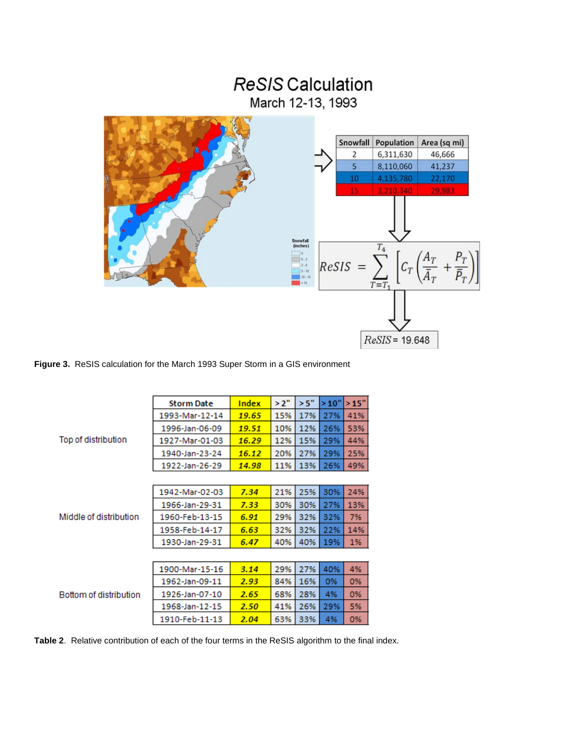# *ReSIS* Calculation

March 12-13, 1993

| Snowfall | Population | Area (sq mi) |
|---|---|---|
| 2 | 6,311,630 | 46,666 |
| 5 | 8,110,060 | 41,237 |
| 10 | 4,135,780 | 22,170 |
| 15 | 3,210,340 | 29,983 |

$$ReSIS = \sum_{T=T_1}^{T_4} \left[ C_T \left( \frac{A_T}{\bar{A}_T} + \frac{P_T}{\bar{P}_T} \right) \right]$$

*ReSIS* = 19.648

**Figure 3.** ReSIS calculation for the March 1993 Super Storm in a GIS environment

| | Storm Date | Index | > 2" | > 5" | > 10" | > 15" |
|---|---|---|---|---|---|---|
| Top of distribution | 1993-Mar-12-14 | *19.65* | 15% | 17% | 27% | 41% |
| | 1996-Jan-06-09 | *19.51* | 10% | 12% | 26% | 53% |
| | 1927-Mar-01-03 | *16.29* | 12% | 15% | 29% | 44% |
| | 1940-Jan-23-24 | *16.12* | 20% | 27% | 29% | 25% |
| | 1922-Jan-26-29 | *14.98* | 11% | 13% | 26% | 49% |
| Middle of distribution | 1942-Mar-02-03 | *7.34* | 21% | 25% | 30% | 24% |
| | 1966-Jan-29-31 | *7.33* | 30% | 30% | 27% | 13% |
| | 1960-Feb-13-15 | *6.91* | 29% | 32% | 32% | 7% |
| | 1958-Feb-14-17 | *6.63* | 32% | 32% | 22% | 14% |
| | 1930-Jan-29-31 | *6.47* | 40% | 40% | 19% | 1% |
| Bottom of distribution | 1900-Mar-15-16 | *3.14* | 29% | 27% | 40% | 4% |
| | 1962-Jan-09-11 | *2.93* | 84% | 16% | 0% | 0% |
| | 1926-Jan-07-10 | *2.65* | 68% | 28% | 4% | 0% |
| | 1968-Jan-12-15 | *2.50* | 41% | 26% | 29% | 5% |
| | 1910-Feb-11-13 | *2.04* | 63% | 33% | 4% | 0% |

**Table 2**. Relative contribution of each of the four terms in the ReSIS algorithm to the final index.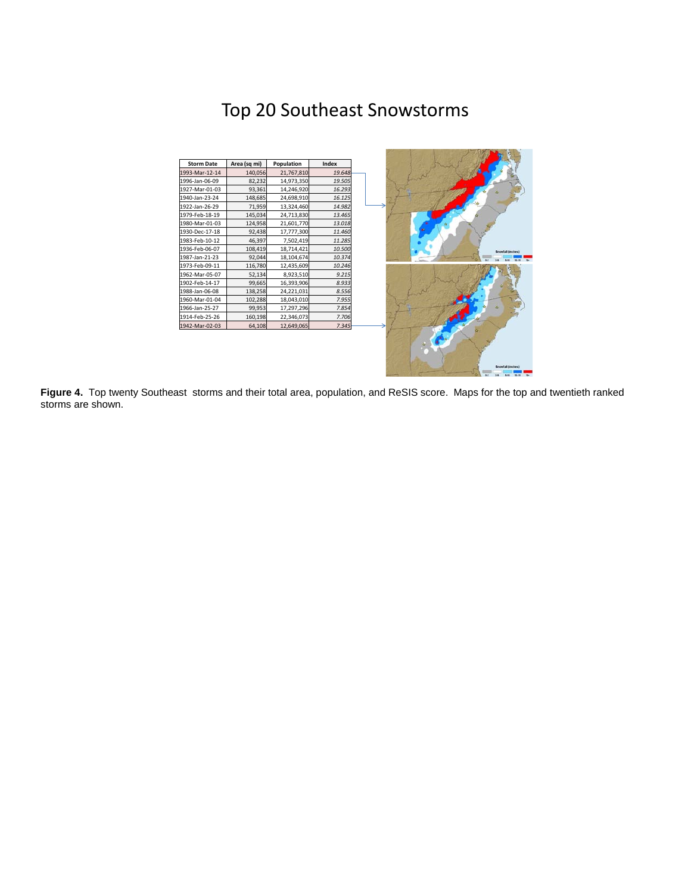# Top 20 Southeast Snowstorms

| Storm Date | Area (sq mi) | Population | Index |
|---|---|---|---|
| 1993-Mar-12-14 | 140,056 | 21,767,810 | *19.648* |
| 1996-Jan-06-09 | 82,232 | 14,973,350 | *19.505* |
| 1927-Mar-01-03 | 93,361 | 14,246,920 | *16.293* |
| 1940-Jan-23-24 | 148,685 | 24,698,910 | *16.125* |
| 1922-Jan-26-29 | 71,959 | 13,324,460 | *14.982* |
| 1979-Feb-18-19 | 145,034 | 24,713,830 | *13.465* |
| 1980-Mar-01-03 | 124,958 | 21,601,770 | *13.018* |
| 1930-Dec-17-18 | 92,438 | 17,777,300 | *11.460* |
| 1983-Feb-10-12 | 46,397 | 7,502,419 | *11.285* |
| 1936-Feb-06-07 | 108,419 | 18,714,421 | *10.500* |
| 1987-Jan-21-23 | 92,044 | 18,104,674 | *10.374* |
| 1973-Feb-09-11 | 116,780 | 12,435,609 | *10.246* |
| 1962-Mar-05-07 | 52,134 | 8,923,510 | *9.215* |
| 1902-Feb-14-17 | 99,665 | 16,393,906 | *8.933* |
| 1988-Jan-06-08 | 138,258 | 24,221,031 | *8.556* |
| 1960-Mar-01-04 | 102,288 | 18,043,010 | *7.955* |
| 1966-Jan-25-27 | 99,953 | 17,297,296 | *7.854* |
| 1914-Feb-25-26 | 160,198 | 22,346,073 | *7.706* |
| 1942-Mar-02-03 | 64,108 | 12,649,065 | *7.345* |

**Figure 4.** Top twenty Southeast storms and their total area, population, and ReSIS score. Maps for the top and twentieth ranked storms are shown.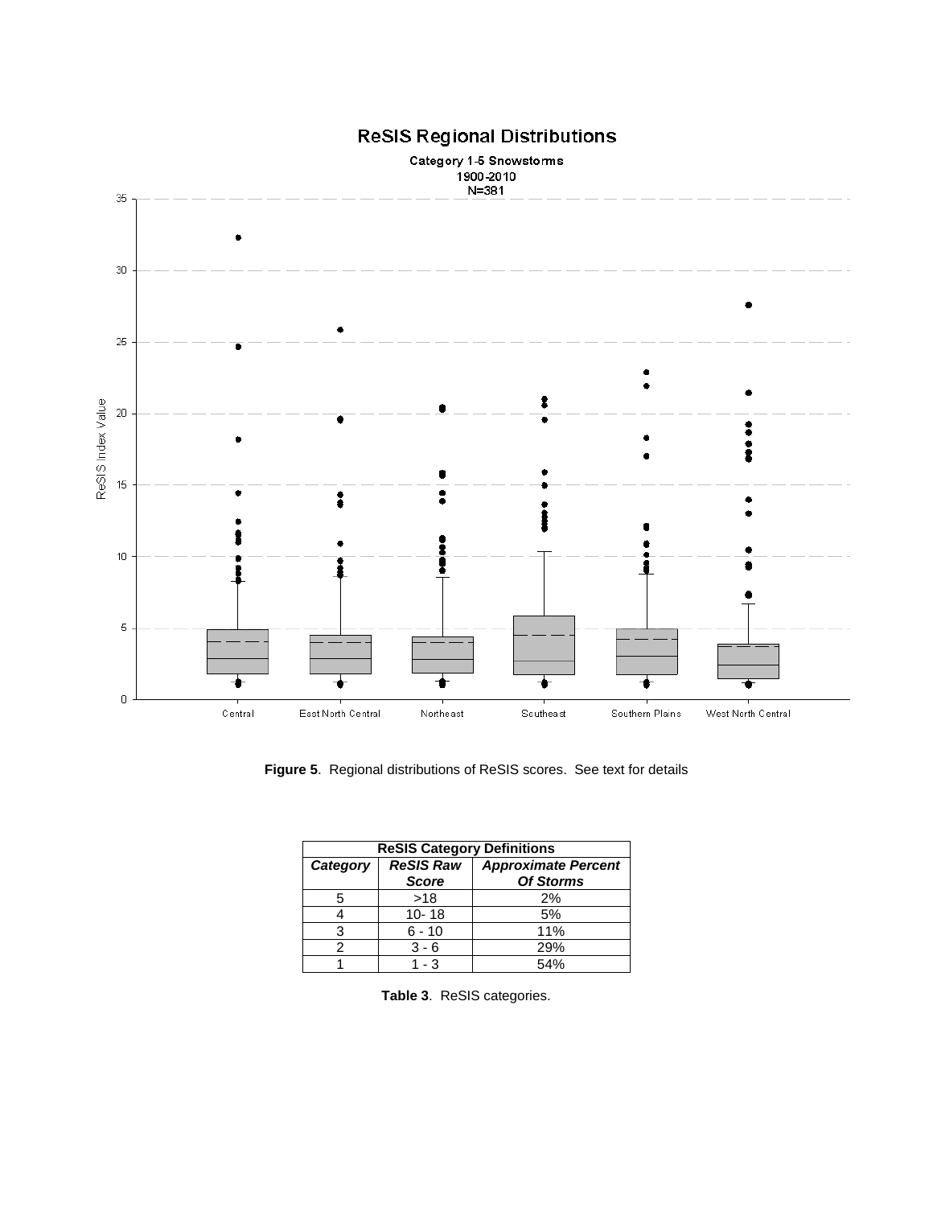**Figure 5**. Regional distributions of ReSIS scores. See text for details

| ReSIS Category Definitions | | |
|---|---|---|
| ***Category*** | ***ReSIS Raw Score*** | ***Approximate Percent Of Storms*** |
| 5 | >18 | 2% |
| 4 | 10- 18 | 5% |
| 3 | 6 - 10 | 11% |
| 2 | 3 - 6 | 29% |
| 1 | 1 - 3 | 54% |

**Table 3**. ReSIS categories.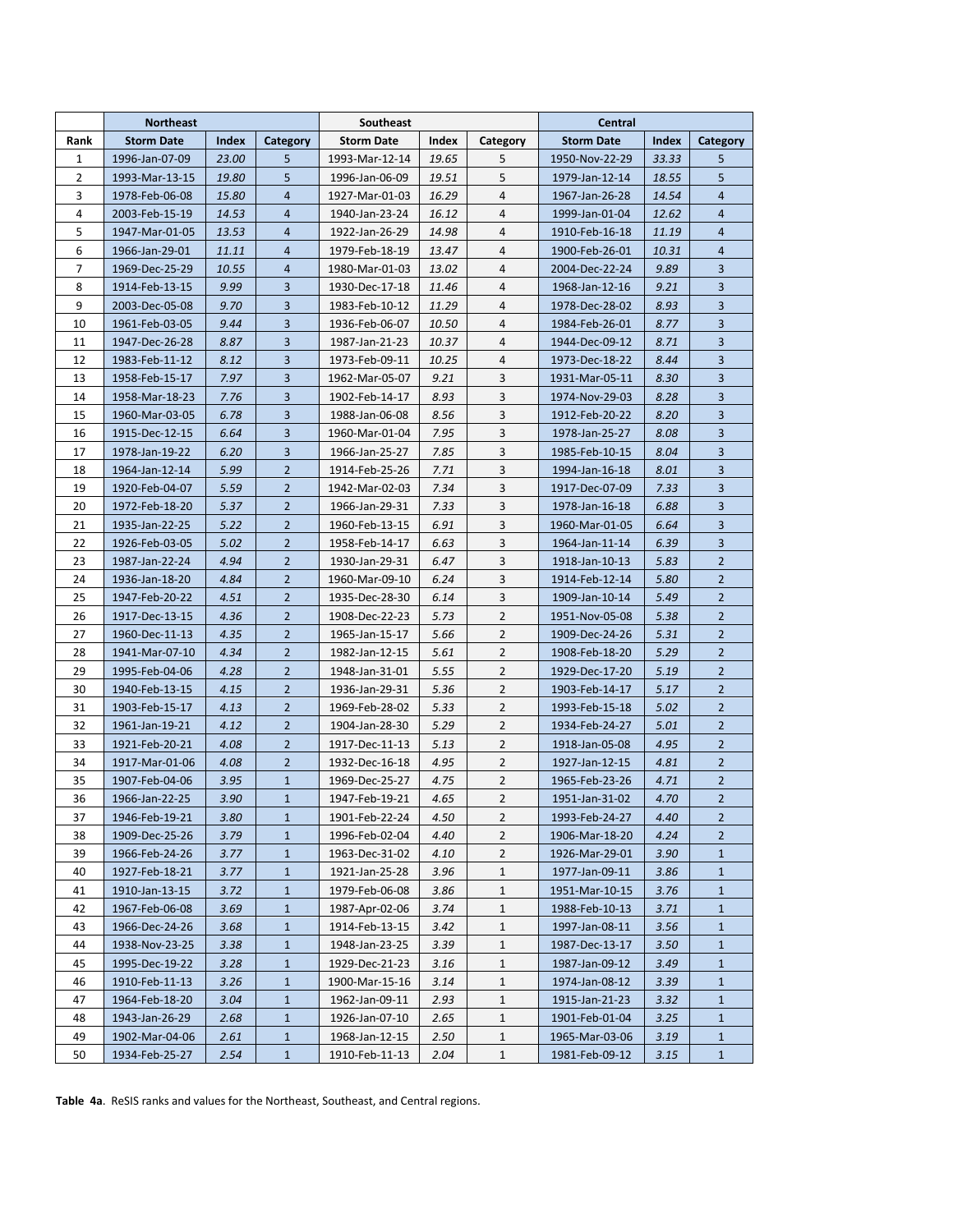| | Northeast | | | Southeast | | | Central | | |
|---|---|---|---|---|---|---|---|---|---|
| **Rank** | **Storm Date** | **Index** | **Category** | **Storm Date** | **Index** | **Category** | **Storm Date** | **Index** | **Category** |
| 1 | 1996-Jan-07-09 | *23.00* | 5 | 1993-Mar-12-14 | *19.65* | 5 | 1950-Nov-22-29 | *33.33* | 5 |
| 2 | 1993-Mar-13-15 | *19.80* | 5 | 1996-Jan-06-09 | *19.51* | 5 | 1979-Jan-12-14 | *18.55* | 5 |
| 3 | 1978-Feb-06-08 | *15.80* | 4 | 1927-Mar-01-03 | *16.29* | 4 | 1967-Jan-26-28 | *14.54* | 4 |
| 4 | 2003-Feb-15-19 | *14.53* | 4 | 1940-Jan-23-24 | *16.12* | 4 | 1999-Jan-01-04 | *12.62* | 4 |
| 5 | 1947-Mar-01-05 | *13.53* | 4 | 1922-Jan-26-29 | *14.98* | 4 | 1910-Feb-16-18 | *11.19* | 4 |
| 6 | 1966-Jan-29-01 | *11.11* | 4 | 1979-Feb-18-19 | *13.47* | 4 | 1900-Feb-26-01 | *10.31* | 4 |
| 7 | 1969-Dec-25-29 | *10.55* | 4 | 1980-Mar-01-03 | *13.02* | 4 | 2004-Dec-22-24 | *9.89* | 3 |
| 8 | 1914-Feb-13-15 | *9.99* | 3 | 1930-Dec-17-18 | *11.46* | 4 | 1968-Jan-12-16 | *9.21* | 3 |
| 9 | 2003-Dec-05-08 | *9.70* | 3 | 1983-Feb-10-12 | *11.29* | 4 | 1978-Dec-28-02 | *8.93* | 3 |
| 10 | 1961-Feb-03-05 | *9.44* | 3 | 1936-Feb-06-07 | *10.50* | 4 | 1984-Feb-26-01 | *8.77* | 3 |
| 11 | 1947-Dec-26-28 | *8.87* | 3 | 1987-Jan-21-23 | *10.37* | 4 | 1944-Dec-09-12 | *8.71* | 3 |
| 12 | 1983-Feb-11-12 | *8.12* | 3 | 1973-Feb-09-11 | *10.25* | 4 | 1973-Dec-18-22 | *8.44* | 3 |
| 13 | 1958-Feb-15-17 | *7.97* | 3 | 1962-Mar-05-07 | *9.21* | 3 | 1931-Mar-05-11 | *8.30* | 3 |
| 14 | 1958-Mar-18-23 | *7.76* | 3 | 1902-Feb-14-17 | *8.93* | 3 | 1974-Nov-29-03 | *8.28* | 3 |
| 15 | 1960-Mar-03-05 | *6.78* | 3 | 1988-Jan-06-08 | *8.56* | 3 | 1912-Feb-20-22 | *8.20* | 3 |
| 16 | 1915-Dec-12-15 | *6.64* | 3 | 1960-Mar-01-04 | *7.95* | 3 | 1978-Jan-25-27 | *8.08* | 3 |
| 17 | 1978-Jan-19-22 | *6.20* | 3 | 1966-Jan-25-27 | *7.85* | 3 | 1985-Feb-10-15 | *8.04* | 3 |
| 18 | 1964-Jan-12-14 | *5.99* | 2 | 1914-Feb-25-26 | *7.71* | 3 | 1994-Jan-16-18 | *8.01* | 3 |
| 19 | 1920-Feb-04-07 | *5.59* | 2 | 1942-Mar-02-03 | *7.34* | 3 | 1917-Dec-07-09 | *7.33* | 3 |
| 20 | 1972-Feb-18-20 | *5.37* | 2 | 1966-Jan-29-31 | *7.33* | 3 | 1978-Jan-16-18 | *6.88* | 3 |
| 21 | 1935-Jan-22-25 | *5.22* | 2 | 1960-Feb-13-15 | *6.91* | 3 | 1960-Mar-01-05 | *6.64* | 3 |
| 22 | 1926-Feb-03-05 | *5.02* | 2 | 1958-Feb-14-17 | *6.63* | 3 | 1964-Jan-11-14 | *6.39* | 3 |
| 23 | 1987-Jan-22-24 | *4.94* | 2 | 1930-Jan-29-31 | *6.47* | 3 | 1918-Jan-10-13 | *5.83* | 2 |
| 24 | 1936-Jan-18-20 | *4.84* | 2 | 1960-Mar-09-10 | *6.24* | 3 | 1914-Feb-12-14 | *5.80* | 2 |
| 25 | 1947-Feb-20-22 | *4.51* | 2 | 1935-Dec-28-30 | *6.14* | 3 | 1909-Jan-10-14 | *5.49* | 2 |
| 26 | 1917-Dec-13-15 | *4.36* | 2 | 1908-Dec-22-23 | *5.73* | 2 | 1951-Nov-05-08 | *5.38* | 2 |
| 27 | 1960-Dec-11-13 | *4.35* | 2 | 1965-Jan-15-17 | *5.66* | 2 | 1909-Dec-24-26 | *5.31* | 2 |
| 28 | 1941-Mar-07-10 | *4.34* | 2 | 1982-Jan-12-15 | *5.61* | 2 | 1908-Feb-18-20 | *5.29* | 2 |
| 29 | 1995-Feb-04-06 | *4.28* | 2 | 1948-Jan-31-01 | *5.55* | 2 | 1929-Dec-17-20 | *5.19* | 2 |
| 30 | 1940-Feb-13-15 | *4.15* | 2 | 1936-Jan-29-31 | *5.36* | 2 | 1903-Feb-14-17 | *5.17* | 2 |
| 31 | 1903-Feb-15-17 | *4.13* | 2 | 1969-Feb-28-02 | *5.33* | 2 | 1993-Feb-15-18 | *5.02* | 2 |
| 32 | 1961-Jan-19-21 | *4.12* | 2 | 1904-Jan-28-30 | *5.29* | 2 | 1934-Feb-24-27 | *5.01* | 2 |
| 33 | 1921-Feb-20-21 | *4.08* | 2 | 1917-Dec-11-13 | *5.13* | 2 | 1918-Jan-05-08 | *4.95* | 2 |
| 34 | 1917-Mar-01-06 | *4.08* | 2 | 1932-Dec-16-18 | *4.95* | 2 | 1927-Jan-12-15 | *4.81* | 2 |
| 35 | 1907-Feb-04-06 | *3.95* | 1 | 1969-Dec-25-27 | *4.75* | 2 | 1965-Feb-23-26 | *4.71* | 2 |
| 36 | 1966-Jan-22-25 | *3.90* | 1 | 1947-Feb-19-21 | *4.65* | 2 | 1951-Jan-31-02 | *4.70* | 2 |
| 37 | 1946-Feb-19-21 | *3.80* | 1 | 1901-Feb-22-24 | *4.50* | 2 | 1993-Feb-24-27 | *4.40* | 2 |
| 38 | 1909-Dec-25-26 | *3.79* | 1 | 1996-Feb-02-04 | *4.40* | 2 | 1906-Mar-18-20 | *4.24* | 2 |
| 39 | 1966-Feb-24-26 | *3.77* | 1 | 1963-Dec-31-02 | *4.10* | 2 | 1926-Mar-29-01 | *3.90* | 1 |
| 40 | 1927-Feb-18-21 | *3.77* | 1 | 1921-Jan-25-28 | *3.96* | 1 | 1977-Jan-09-11 | *3.86* | 1 |
| 41 | 1910-Jan-13-15 | *3.72* | 1 | 1979-Feb-06-08 | *3.86* | 1 | 1951-Mar-10-15 | *3.76* | 1 |
| 42 | 1967-Feb-06-08 | *3.69* | 1 | 1987-Apr-02-06 | *3.74* | 1 | 1988-Feb-10-13 | *3.71* | 1 |
| 43 | 1966-Dec-24-26 | *3.68* | 1 | 1914-Feb-13-15 | *3.42* | 1 | 1997-Jan-08-11 | *3.56* | 1 |
| 44 | 1938-Nov-23-25 | *3.38* | 1 | 1948-Jan-23-25 | *3.39* | 1 | 1987-Dec-13-17 | *3.50* | 1 |
| 45 | 1995-Dec-19-22 | *3.28* | 1 | 1929-Dec-21-23 | *3.16* | 1 | 1987-Jan-09-12 | *3.49* | 1 |
| 46 | 1910-Feb-11-13 | *3.26* | 1 | 1900-Mar-15-16 | *3.14* | 1 | 1974-Jan-08-12 | *3.39* | 1 |
| 47 | 1964-Feb-18-20 | *3.04* | 1 | 1962-Jan-09-11 | *2.93* | 1 | 1915-Jan-21-23 | *3.32* | 1 |
| 48 | 1943-Jan-26-29 | *2.68* | 1 | 1926-Jan-07-10 | *2.65* | 1 | 1901-Feb-01-04 | *3.25* | 1 |
| 49 | 1902-Mar-04-06 | *2.61* | 1 | 1968-Jan-12-15 | *2.50* | 1 | 1965-Mar-03-06 | *3.19* | 1 |
| 50 | 1934-Feb-25-27 | *2.54* | 1 | 1910-Feb-11-13 | *2.04* | 1 | 1981-Feb-09-12 | *3.15* | 1 |

**Table 4a**. ReSIS ranks and values for the Northeast, Southeast, and Central regions.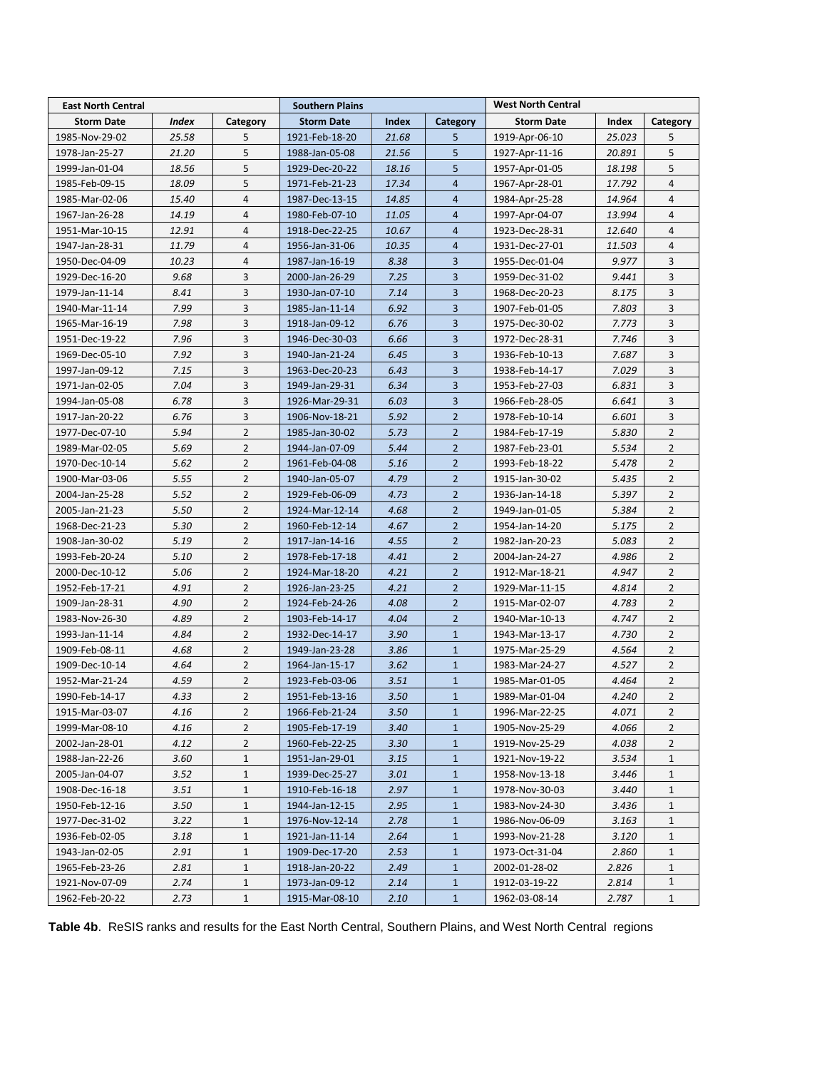| East North Central | | | Southern Plains | | | West North Central | | |
|---|---|---|---|---|---|---|---|---|
| Storm Date | Index | Category | Storm Date | Index | Category | Storm Date | Index | Category |
| 1985-Nov-29-02 | 25.58 | 5 | 1921-Feb-18-20 | 21.68 | 5 | 1919-Apr-06-10 | 25.023 | 5 |
| 1978-Jan-25-27 | 21.20 | 5 | 1988-Jan-05-08 | 21.56 | 5 | 1927-Apr-11-16 | 20.891 | 5 |
| 1999-Jan-01-04 | 18.56 | 5 | 1929-Dec-20-22 | 18.16 | 5 | 1957-Apr-01-05 | 18.198 | 5 |
| 1985-Feb-09-15 | 18.09 | 5 | 1971-Feb-21-23 | 17.34 | 4 | 1967-Apr-28-01 | 17.792 | 4 |
| 1985-Mar-02-06 | 15.40 | 4 | 1987-Dec-13-15 | 14.85 | 4 | 1984-Apr-25-28 | 14.964 | 4 |
| 1967-Jan-26-28 | 14.19 | 4 | 1980-Feb-07-10 | 11.05 | 4 | 1997-Apr-04-07 | 13.994 | 4 |
| 1951-Mar-10-15 | 12.91 | 4 | 1918-Dec-22-25 | 10.67 | 4 | 1923-Dec-28-31 | 12.640 | 4 |
| 1947-Jan-28-31 | 11.79 | 4 | 1956-Jan-31-06 | 10.35 | 4 | 1931-Dec-27-01 | 11.503 | 4 |
| 1950-Dec-04-09 | 10.23 | 4 | 1987-Jan-16-19 | 8.38 | 3 | 1955-Dec-01-04 | 9.977 | 3 |
| 1929-Dec-16-20 | 9.68 | 3 | 2000-Jan-26-29 | 7.25 | 3 | 1959-Dec-31-02 | 9.441 | 3 |
| 1979-Jan-11-14 | 8.41 | 3 | 1930-Jan-07-10 | 7.14 | 3 | 1968-Dec-20-23 | 8.175 | 3 |
| 1940-Mar-11-14 | 7.99 | 3 | 1985-Jan-11-14 | 6.92 | 3 | 1907-Feb-01-05 | 7.803 | 3 |
| 1965-Mar-16-19 | 7.98 | 3 | 1918-Jan-09-12 | 6.76 | 3 | 1975-Dec-30-02 | 7.773 | 3 |
| 1951-Dec-19-22 | 7.96 | 3 | 1946-Dec-30-03 | 6.66 | 3 | 1972-Dec-28-31 | 7.746 | 3 |
| 1969-Dec-05-10 | 7.92 | 3 | 1940-Jan-21-24 | 6.45 | 3 | 1936-Feb-10-13 | 7.687 | 3 |
| 1997-Jan-09-12 | 7.15 | 3 | 1963-Dec-20-23 | 6.43 | 3 | 1938-Feb-14-17 | 7.029 | 3 |
| 1971-Jan-02-05 | 7.04 | 3 | 1949-Jan-29-31 | 6.34 | 3 | 1953-Feb-27-03 | 6.831 | 3 |
| 1994-Jan-05-08 | 6.78 | 3 | 1926-Mar-29-31 | 6.03 | 3 | 1966-Feb-28-05 | 6.641 | 3 |
| 1917-Jan-20-22 | 6.76 | 3 | 1906-Nov-18-21 | 5.92 | 2 | 1978-Feb-10-14 | 6.601 | 3 |
| 1977-Dec-07-10 | 5.94 | 2 | 1985-Jan-30-02 | 5.73 | 2 | 1984-Feb-17-19 | 5.830 | 2 |
| 1989-Mar-02-05 | 5.69 | 2 | 1944-Jan-07-09 | 5.44 | 2 | 1987-Feb-23-01 | 5.534 | 2 |
| 1970-Dec-10-14 | 5.62 | 2 | 1961-Feb-04-08 | 5.16 | 2 | 1993-Feb-18-22 | 5.478 | 2 |
| 1900-Mar-03-06 | 5.55 | 2 | 1940-Jan-05-07 | 4.79 | 2 | 1915-Jan-30-02 | 5.435 | 2 |
| 2004-Jan-25-28 | 5.52 | 2 | 1929-Feb-06-09 | 4.73 | 2 | 1936-Jan-14-18 | 5.397 | 2 |
| 2005-Jan-21-23 | 5.50 | 2 | 1924-Mar-12-14 | 4.68 | 2 | 1949-Jan-01-05 | 5.384 | 2 |
| 1968-Dec-21-23 | 5.30 | 2 | 1960-Feb-12-14 | 4.67 | 2 | 1954-Jan-14-20 | 5.175 | 2 |
| 1908-Jan-30-02 | 5.19 | 2 | 1917-Jan-14-16 | 4.55 | 2 | 1982-Jan-20-23 | 5.083 | 2 |
| 1993-Feb-20-24 | 5.10 | 2 | 1978-Feb-17-18 | 4.41 | 2 | 2004-Jan-24-27 | 4.986 | 2 |
| 2000-Dec-10-12 | 5.06 | 2 | 1924-Mar-18-20 | 4.21 | 2 | 1912-Mar-18-21 | 4.947 | 2 |
| 1952-Feb-17-21 | 4.91 | 2 | 1926-Jan-23-25 | 4.21 | 2 | 1929-Mar-11-15 | 4.814 | 2 |
| 1909-Jan-28-31 | 4.90 | 2 | 1924-Feb-24-26 | 4.08 | 2 | 1915-Mar-02-07 | 4.783 | 2 |
| 1983-Nov-26-30 | 4.89 | 2 | 1903-Feb-14-17 | 4.04 | 2 | 1940-Mar-10-13 | 4.747 | 2 |
| 1993-Jan-11-14 | 4.84 | 2 | 1932-Dec-14-17 | 3.90 | 1 | 1943-Mar-13-17 | 4.730 | 2 |
| 1909-Feb-08-11 | 4.68 | 2 | 1949-Jan-23-28 | 3.86 | 1 | 1975-Mar-25-29 | 4.564 | 2 |
| 1909-Dec-10-14 | 4.64 | 2 | 1964-Jan-15-17 | 3.62 | 1 | 1983-Mar-24-27 | 4.527 | 2 |
| 1952-Mar-21-24 | 4.59 | 2 | 1923-Feb-03-06 | 3.51 | 1 | 1985-Mar-01-05 | 4.464 | 2 |
| 1990-Feb-14-17 | 4.33 | 2 | 1951-Feb-13-16 | 3.50 | 1 | 1989-Mar-01-04 | 4.240 | 2 |
| 1915-Mar-03-07 | 4.16 | 2 | 1966-Feb-21-24 | 3.50 | 1 | 1996-Mar-22-25 | 4.071 | 2 |
| 1999-Mar-08-10 | 4.16 | 2 | 1905-Feb-17-19 | 3.40 | 1 | 1905-Nov-25-29 | 4.066 | 2 |
| 2002-Jan-28-01 | 4.12 | 2 | 1960-Feb-22-25 | 3.30 | 1 | 1919-Nov-25-29 | 4.038 | 2 |
| 1988-Jan-22-26 | 3.60 | 1 | 1951-Jan-29-01 | 3.15 | 1 | 1921-Nov-19-22 | 3.534 | 1 |
| 2005-Jan-04-07 | 3.52 | 1 | 1939-Dec-25-27 | 3.01 | 1 | 1958-Nov-13-18 | 3.446 | 1 |
| 1908-Dec-16-18 | 3.51 | 1 | 1910-Feb-16-18 | 2.97 | 1 | 1978-Nov-30-03 | 3.440 | 1 |
| 1950-Feb-12-16 | 3.50 | 1 | 1944-Jan-12-15 | 2.95 | 1 | 1983-Nov-24-30 | 3.436 | 1 |
| 1977-Dec-31-02 | 3.22 | 1 | 1976-Nov-12-14 | 2.78 | 1 | 1986-Nov-06-09 | 3.163 | 1 |
| 1936-Feb-02-05 | 3.18 | 1 | 1921-Jan-11-14 | 2.64 | 1 | 1993-Nov-21-28 | 3.120 | 1 |
| 1943-Jan-02-05 | 2.91 | 1 | 1909-Dec-17-20 | 2.53 | 1 | 1973-Oct-31-04 | 2.860 | 1 |
| 1965-Feb-23-26 | 2.81 | 1 | 1918-Jan-20-22 | 2.49 | 1 | 2002-01-28-02 | 2.826 | 1 |
| 1921-Nov-07-09 | 2.74 | 1 | 1973-Jan-09-12 | 2.14 | 1 | 1912-03-19-22 | 2.814 | 1 |
| 1962-Feb-20-22 | 2.73 | 1 | 1915-Mar-08-10 | 2.10 | 1 | 1962-03-08-14 | 2.787 | 1 |

**Table 4b**. ReSIS ranks and results for the East North Central, Southern Plains, and West North Central regions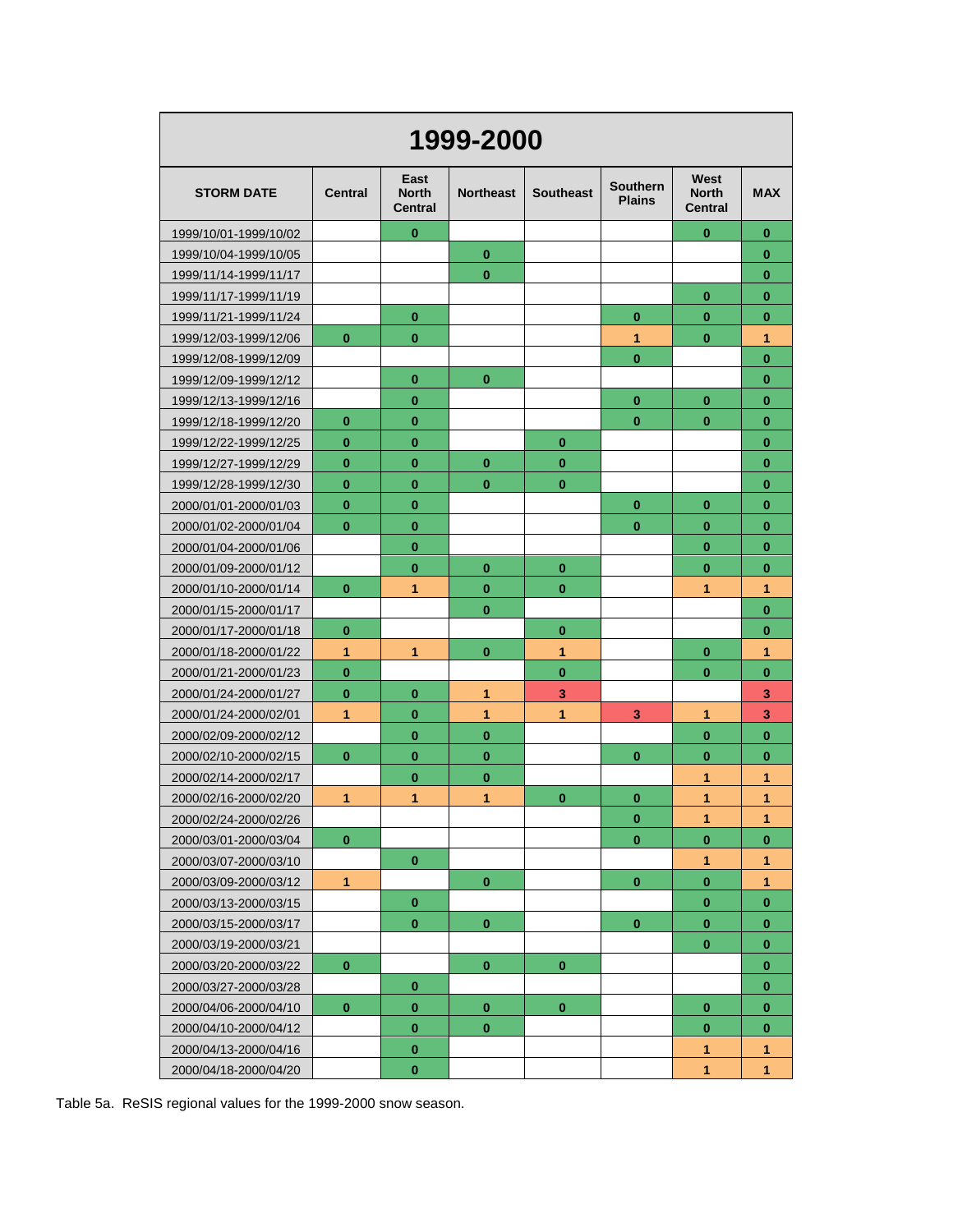| 1999-2000 | | | | | | | |
|---|---|---|---|---|---|---|---|
| **STORM DATE** | **Central** | **East North Central** | **Northeast** | **Southeast** | **Southern Plains** | **West North Central** | **MAX** |
| 1999/10/01-1999/10/02 | | 0 | | | | 0 | 0 |
| 1999/10/04-1999/10/05 | | | 0 | | | | 0 |
| 1999/11/14-1999/11/17 | | | 0 | | | | 0 |
| 1999/11/17-1999/11/19 | | | | | | 0 | 0 |
| 1999/11/21-1999/11/24 | | 0 | | | 0 | 0 | 0 |
| 1999/12/03-1999/12/06 | 0 | 0 | | | 1 | 0 | 1 |
| 1999/12/08-1999/12/09 | | | | | 0 | | 0 |
| 1999/12/09-1999/12/12 | | 0 | 0 | | | | 0 |
| 1999/12/13-1999/12/16 | | 0 | | | 0 | 0 | 0 |
| 1999/12/18-1999/12/20 | 0 | 0 | | | 0 | 0 | 0 |
| 1999/12/22-1999/12/25 | 0 | 0 | | 0 | | | 0 |
| 1999/12/27-1999/12/29 | 0 | 0 | 0 | 0 | | | 0 |
| 1999/12/28-1999/12/30 | 0 | 0 | 0 | 0 | | | 0 |
| 2000/01/01-2000/01/03 | 0 | 0 | | | 0 | 0 | 0 |
| 2000/01/02-2000/01/04 | 0 | 0 | | | 0 | 0 | 0 |
| 2000/01/04-2000/01/06 | | 0 | | | | 0 | 0 |
| 2000/01/09-2000/01/12 | | 0 | 0 | 0 | | 0 | 0 |
| 2000/01/10-2000/01/14 | 0 | 1 | 0 | 0 | | 1 | 1 |
| 2000/01/15-2000/01/17 | | | 0 | | | | 0 |
| 2000/01/17-2000/01/18 | 0 | | | 0 | | | 0 |
| 2000/01/18-2000/01/22 | 1 | 1 | 0 | 1 | | 0 | 1 |
| 2000/01/21-2000/01/23 | 0 | | | 0 | | 0 | 0 |
| 2000/01/24-2000/01/27 | 0 | 0 | 1 | 3 | | | 3 |
| 2000/01/24-2000/02/01 | 1 | 0 | 1 | 1 | 3 | 1 | 3 |
| 2000/02/09-2000/02/12 | | 0 | 0 | | | 0 | 0 |
| 2000/02/10-2000/02/15 | 0 | 0 | 0 | | 0 | 0 | 0 |
| 2000/02/14-2000/02/17 | | 0 | 0 | | | 1 | 1 |
| 2000/02/16-2000/02/20 | 1 | 1 | 1 | 0 | 0 | 1 | 1 |
| 2000/02/24-2000/02/26 | | | | | 0 | 1 | 1 |
| 2000/03/01-2000/03/04 | 0 | | | | 0 | 0 | 0 |
| 2000/03/07-2000/03/10 | | 0 | | | | 1 | 1 |
| 2000/03/09-2000/03/12 | 1 | | 0 | | 0 | 0 | 1 |
| 2000/03/13-2000/03/15 | | 0 | | | | 0 | 0 |
| 2000/03/15-2000/03/17 | | 0 | 0 | | 0 | 0 | 0 |
| 2000/03/19-2000/03/21 | | | | | | 0 | 0 |
| 2000/03/20-2000/03/22 | 0 | | 0 | 0 | | | 0 |
| 2000/03/27-2000/03/28 | | 0 | | | | | 0 |
| 2000/04/06-2000/04/10 | 0 | 0 | 0 | 0 | | 0 | 0 |
| 2000/04/10-2000/04/12 | | 0 | 0 | | | 0 | 0 |
| 2000/04/13-2000/04/16 | | 0 | | | | 1 | 1 |
| 2000/04/18-2000/04/20 | | 0 | | | | 1 | 1 |

Table 5a. ReSIS regional values for the 1999-2000 snow season.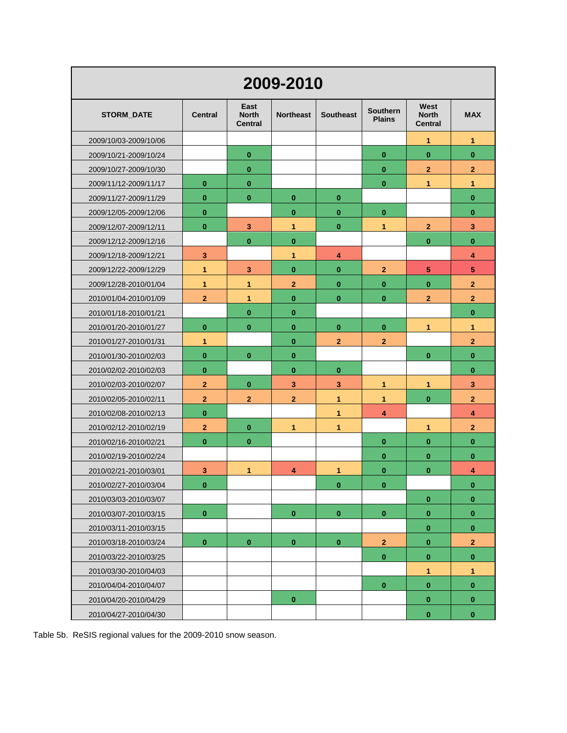| 2009-2010 | | | | | | | |
|---|---|---|---|---|---|---|---|
| **STORM_DATE** | **Central** | **East North Central** | **Northeast** | **Southeast** | **Southern Plains** | **West North Central** | **MAX** |
| 2009/10/03-2009/10/06 | | | | | | 1 | 1 |
| 2009/10/21-2009/10/24 | | 0 | | | 0 | 0 | 0 |
| 2009/10/27-2009/10/30 | | 0 | | | 0 | 2 | 2 |
| 2009/11/12-2009/11/17 | 0 | 0 | | | 0 | 1 | 1 |
| 2009/11/27-2009/11/29 | 0 | 0 | 0 | 0 | | | 0 |
| 2009/12/05-2009/12/06 | 0 | | 0 | 0 | 0 | | 0 |
| 2009/12/07-2009/12/11 | 0 | 3 | 1 | 0 | 1 | 2 | 3 |
| 2009/12/12-2009/12/16 | | 0 | 0 | | | 0 | 0 |
| 2009/12/18-2009/12/21 | 3 | | 1 | 4 | | | 4 |
| 2009/12/22-2009/12/29 | 1 | 3 | 0 | 0 | 2 | 5 | 5 |
| 2009/12/28-2010/01/04 | 1 | 1 | 2 | 0 | 0 | 0 | 2 |
| 2010/01/04-2010/01/09 | 2 | 1 | 0 | 0 | 0 | 2 | 2 |
| 2010/01/18-2010/01/21 | | 0 | 0 | | | | 0 |
| 2010/01/20-2010/01/27 | 0 | 0 | 0 | 0 | 0 | 1 | 1 |
| 2010/01/27-2010/01/31 | 1 | | 0 | 2 | 2 | | 2 |
| 2010/01/30-2010/02/03 | 0 | 0 | 0 | | | 0 | 0 |
| 2010/02/02-2010/02/03 | 0 | | 0 | 0 | | | 0 |
| 2010/02/03-2010/02/07 | 2 | 0 | 3 | 3 | 1 | 1 | 3 |
| 2010/02/05-2010/02/11 | 2 | 2 | 2 | 1 | 1 | 0 | 2 |
| 2010/02/08-2010/02/13 | 0 | | | 1 | 4 | | 4 |
| 2010/02/12-2010/02/19 | 2 | 0 | 1 | 1 | | 1 | 2 |
| 2010/02/16-2010/02/21 | 0 | 0 | | | 0 | 0 | 0 |
| 2010/02/19-2010/02/24 | | | | | 0 | 0 | 0 |
| 2010/02/21-2010/03/01 | 3 | 1 | 4 | 1 | 0 | 0 | 4 |
| 2010/02/27-2010/03/04 | 0 | | | 0 | 0 | | 0 |
| 2010/03/03-2010/03/07 | | | | | | 0 | 0 |
| 2010/03/07-2010/03/15 | 0 | | 0 | 0 | 0 | 0 | 0 |
| 2010/03/11-2010/03/15 | | | | | | 0 | 0 |
| 2010/03/18-2010/03/24 | 0 | 0 | 0 | 0 | 2 | 0 | 2 |
| 2010/03/22-2010/03/25 | | | | | 0 | 0 | 0 |
| 2010/03/30-2010/04/03 | | | | | | 1 | 1 |
| 2010/04/04-2010/04/07 | | | | | 0 | 0 | 0 |
| 2010/04/20-2010/04/29 | | | 0 | | | 0 | 0 |
| 2010/04/27-2010/04/30 | | | | | | 0 | 0 |

Table 5b. ReSIS regional values for the 2009-2010 snow season.